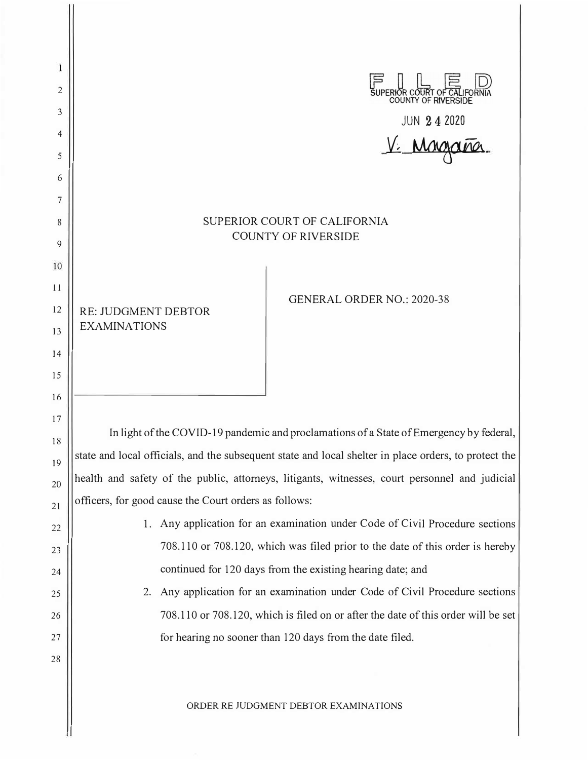FILED
SUPERIOR COURT OF CALIFORNIA
COUNTY OF RIVERSIDE

JUN 24 2020

V. Magaña

# SUPERIOR COURT OF CALIFORNIA
# COUNTY OF RIVERSIDE

RE: JUDGMENT DEBTOR EXAMINATIONS

GENERAL ORDER NO.: 2020-38

In light of the COVID-19 pandemic and proclamations of a State of Emergency by federal, state and local officials, and the subsequent state and local shelter in place orders, to protect the health and safety of the public, attorneys, litigants, witnesses, court personnel and judicial officers, for good cause the Court orders as follows:

1. Any application for an examination under Code of Civil Procedure sections 708.110 or 708.120, which was filed prior to the date of this order is hereby continued for 120 days from the existing hearing date; and
2. Any application for an examination under Code of Civil Procedure sections 708.110 or 708.120, which is filed on or after the date of this order will be set for hearing no sooner than 120 days from the date filed.

ORDER RE JUDGMENT DEBTOR EXAMINATIONS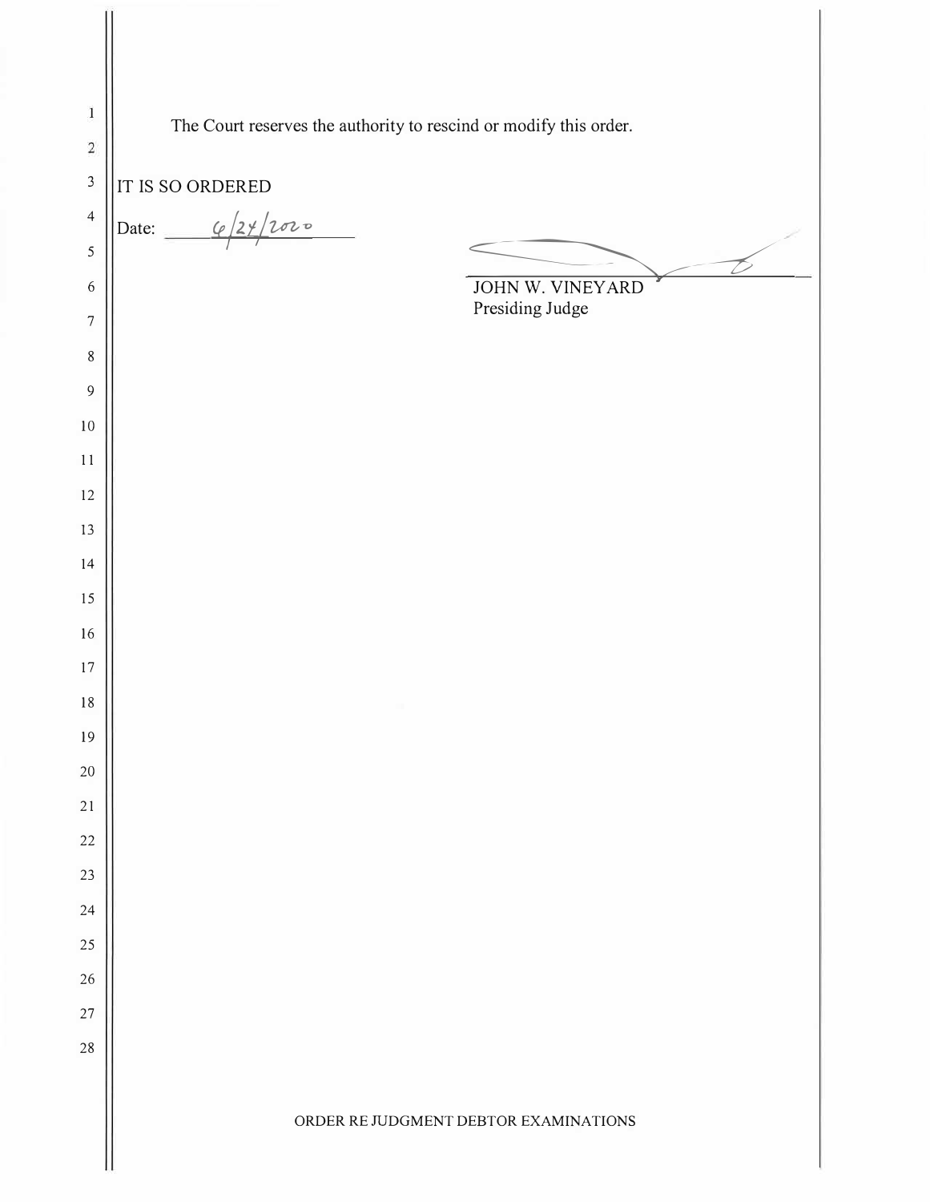The Court reserves the authority to rescind or modify this order.

IT IS SO ORDERED

Date: 6/24/2020

JOHN W. VINEYARD
Presiding Judge

ORDER RE JUDGMENT DEBTOR EXAMINATIONS